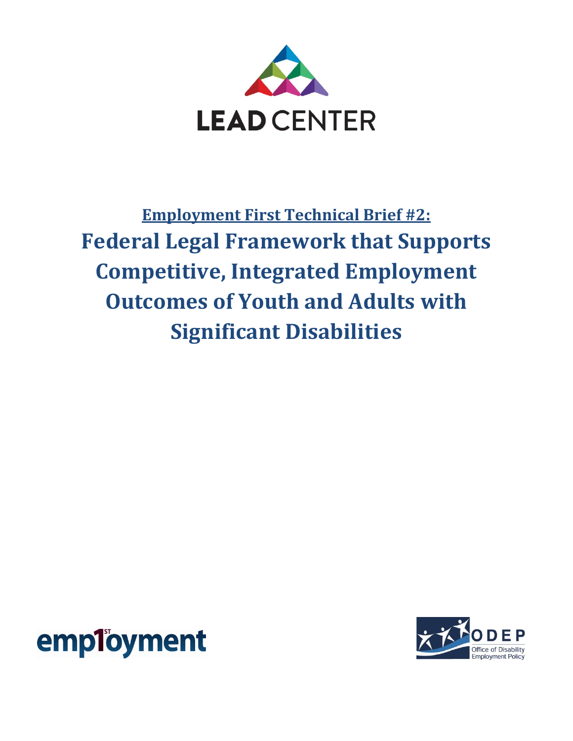LEAD CENTER

**Employment First Technical Brief #2:**

# Federal Legal Framework that Supports Competitive, Integrated Employment Outcomes of Youth and Adults with Significant Disabilities

employment

ODEP
Office of Disability Employment Policy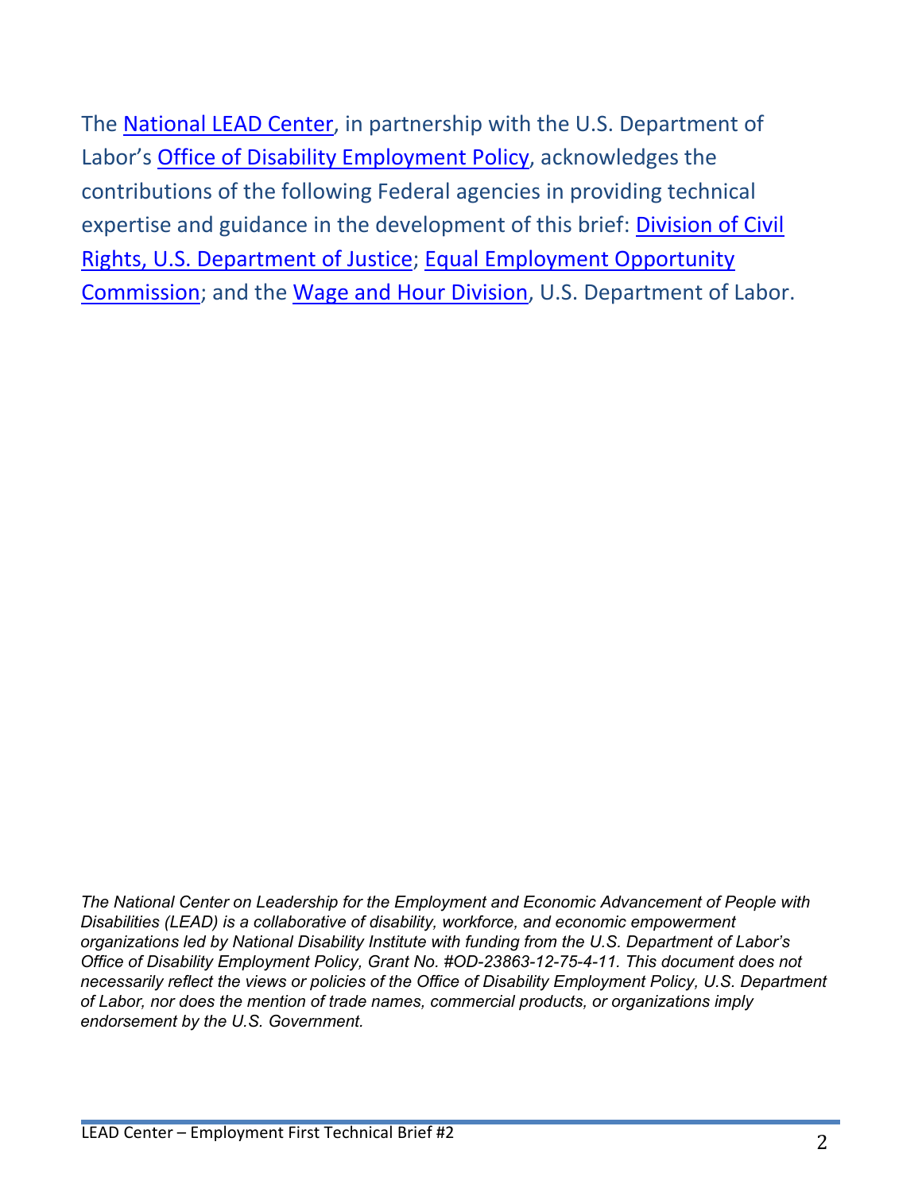The National LEAD Center, in partnership with the U.S. Department of Labor's Office of Disability Employment Policy, acknowledges the contributions of the following Federal agencies in providing technical expertise and guidance in the development of this brief: Division of Civil Rights, U.S. Department of Justice; Equal Employment Opportunity Commission; and the Wage and Hour Division, U.S. Department of Labor.

*The National Center on Leadership for the Employment and Economic Advancement of People with Disabilities (LEAD) is a collaborative of disability, workforce, and economic empowerment organizations led by National Disability Institute with funding from the U.S. Department of Labor's Office of Disability Employment Policy, Grant No. #OD-23863-12-75-4-11. This document does not necessarily reflect the views or policies of the Office of Disability Employment Policy, U.S. Department of Labor, nor does the mention of trade names, commercial products, or organizations imply endorsement by the U.S. Government.*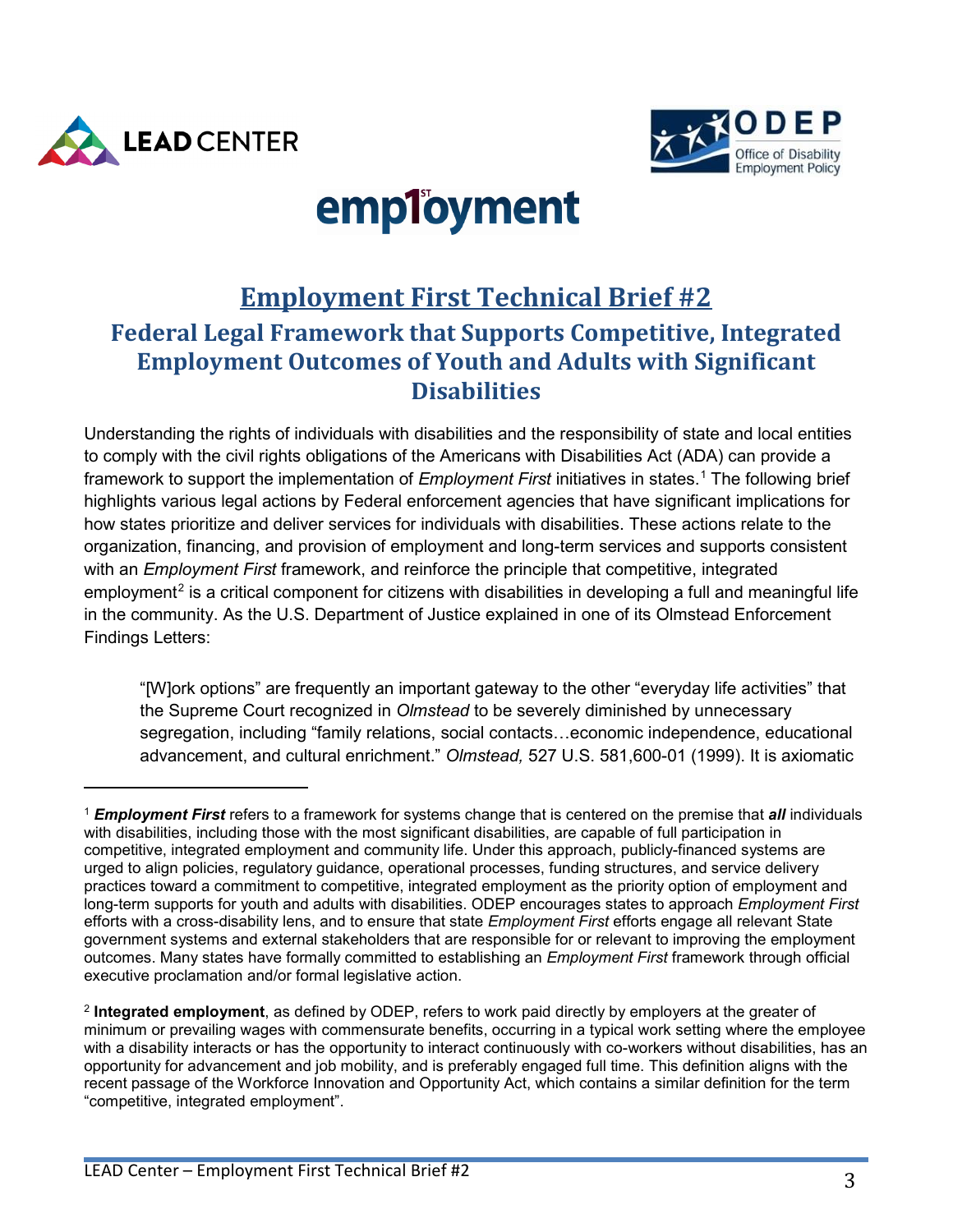# Employment First Technical Brief #2

## Federal Legal Framework that Supports Competitive, Integrated Employment Outcomes of Youth and Adults with Significant Disabilities

Understanding the rights of individuals with disabilities and the responsibility of state and local entities to comply with the civil rights obligations of the Americans with Disabilities Act (ADA) can provide a framework to support the implementation of *Employment First* initiatives in states.[1] The following brief highlights various legal actions by Federal enforcement agencies that have significant implications for how states prioritize and deliver services for individuals with disabilities. These actions relate to the organization, financing, and provision of employment and long-term services and supports consistent with an *Employment First* framework, and reinforce the principle that competitive, integrated employment[2] is a critical component for citizens with disabilities in developing a full and meaningful life in the community. As the U.S. Department of Justice explained in one of its Olmstead Enforcement Findings Letters:

> "[W]ork options" are frequently an important gateway to the other "everyday life activities" that the Supreme Court recognized in *Olmstead* to be severely diminished by unnecessary segregation, including "family relations, social contacts…economic independence, educational advancement, and cultural enrichment." *Olmstead,* 527 U.S. 581,600-01 (1999). It is axiomatic

---

[1] ***Employment First*** refers to a framework for systems change that is centered on the premise that ***all*** individuals with disabilities, including those with the most significant disabilities, are capable of full participation in competitive, integrated employment and community life. Under this approach, publicly-financed systems are urged to align policies, regulatory guidance, operational processes, funding structures, and service delivery practices toward a commitment to competitive, integrated employment as the priority option of employment and long-term supports for youth and adults with disabilities. ODEP encourages states to approach *Employment First* efforts with a cross-disability lens, and to ensure that state *Employment First* efforts engage all relevant State government systems and external stakeholders that are responsible for or relevant to improving the employment outcomes. Many states have formally committed to establishing an *Employment First* framework through official executive proclamation and/or formal legislative action.

[2] **Integrated employment**, as defined by ODEP, refers to work paid directly by employers at the greater of minimum or prevailing wages with commensurate benefits, occurring in a typical work setting where the employee with a disability interacts or has the opportunity to interact continuously with co-workers without disabilities, has an opportunity for advancement and job mobility, and is preferably engaged full time. This definition aligns with the recent passage of the Workforce Innovation and Opportunity Act, which contains a similar definition for the term "competitive, integrated employment".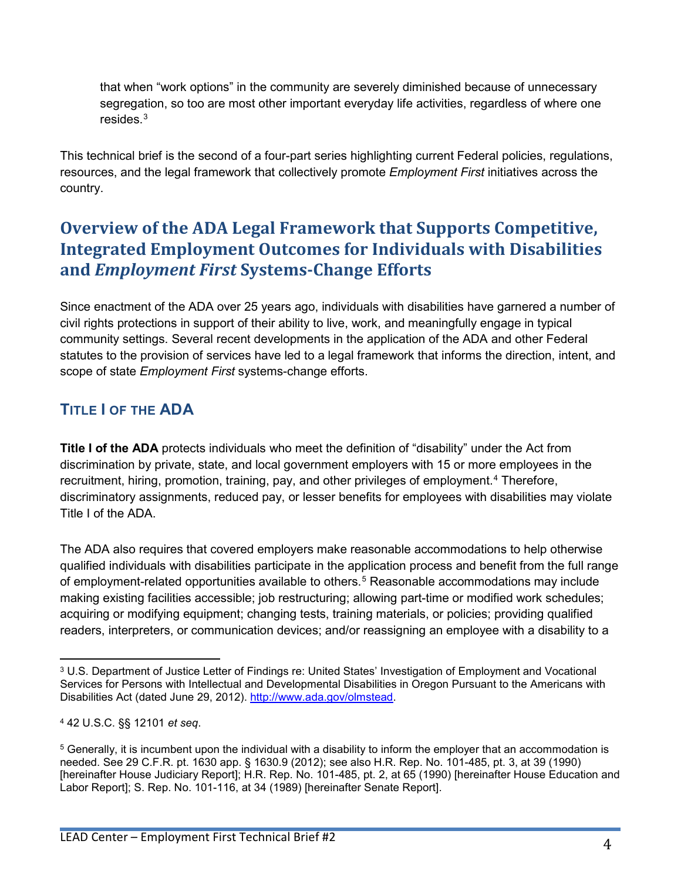that when "work options" in the community are severely diminished because of unnecessary segregation, so too are most other important everyday life activities, regardless of where one resides.[3]

This technical brief is the second of a four-part series highlighting current Federal policies, regulations, resources, and the legal framework that collectively promote *Employment First* initiatives across the country.

## Overview of the ADA Legal Framework that Supports Competitive, Integrated Employment Outcomes for Individuals with Disabilities and *Employment First* Systems-Change Efforts

Since enactment of the ADA over 25 years ago, individuals with disabilities have garnered a number of civil rights protections in support of their ability to live, work, and meaningfully engage in typical community settings. Several recent developments in the application of the ADA and other Federal statutes to the provision of services have led to a legal framework that informs the direction, intent, and scope of state *Employment First* systems-change efforts.

### TITLE I OF THE ADA

**Title I of the ADA** protects individuals who meet the definition of "disability" under the Act from discrimination by private, state, and local government employers with 15 or more employees in the recruitment, hiring, promotion, training, pay, and other privileges of employment.[4] Therefore, discriminatory assignments, reduced pay, or lesser benefits for employees with disabilities may violate Title I of the ADA.

The ADA also requires that covered employers make reasonable accommodations to help otherwise qualified individuals with disabilities participate in the application process and benefit from the full range of employment-related opportunities available to others.[5] Reasonable accommodations may include making existing facilities accessible; job restructuring; allowing part-time or modified work schedules; acquiring or modifying equipment; changing tests, training materials, or policies; providing qualified readers, interpreters, or communication devices; and/or reassigning an employee with a disability to a

---

[3] U.S. Department of Justice Letter of Findings re: United States' Investigation of Employment and Vocational Services for Persons with Intellectual and Developmental Disabilities in Oregon Pursuant to the Americans with Disabilities Act (dated June 29, 2012). http://www.ada.gov/olmstead.

[4] 42 U.S.C. §§ 12101 *et seq*.

[5] Generally, it is incumbent upon the individual with a disability to inform the employer that an accommodation is needed. See 29 C.F.R. pt. 1630 app. § 1630.9 (2012); see also H.R. Rep. No. 101-485, pt. 3, at 39 (1990) [hereinafter House Judiciary Report]; H.R. Rep. No. 101-485, pt. 2, at 65 (1990) [hereinafter House Education and Labor Report]; S. Rep. No. 101-116, at 34 (1989) [hereinafter Senate Report].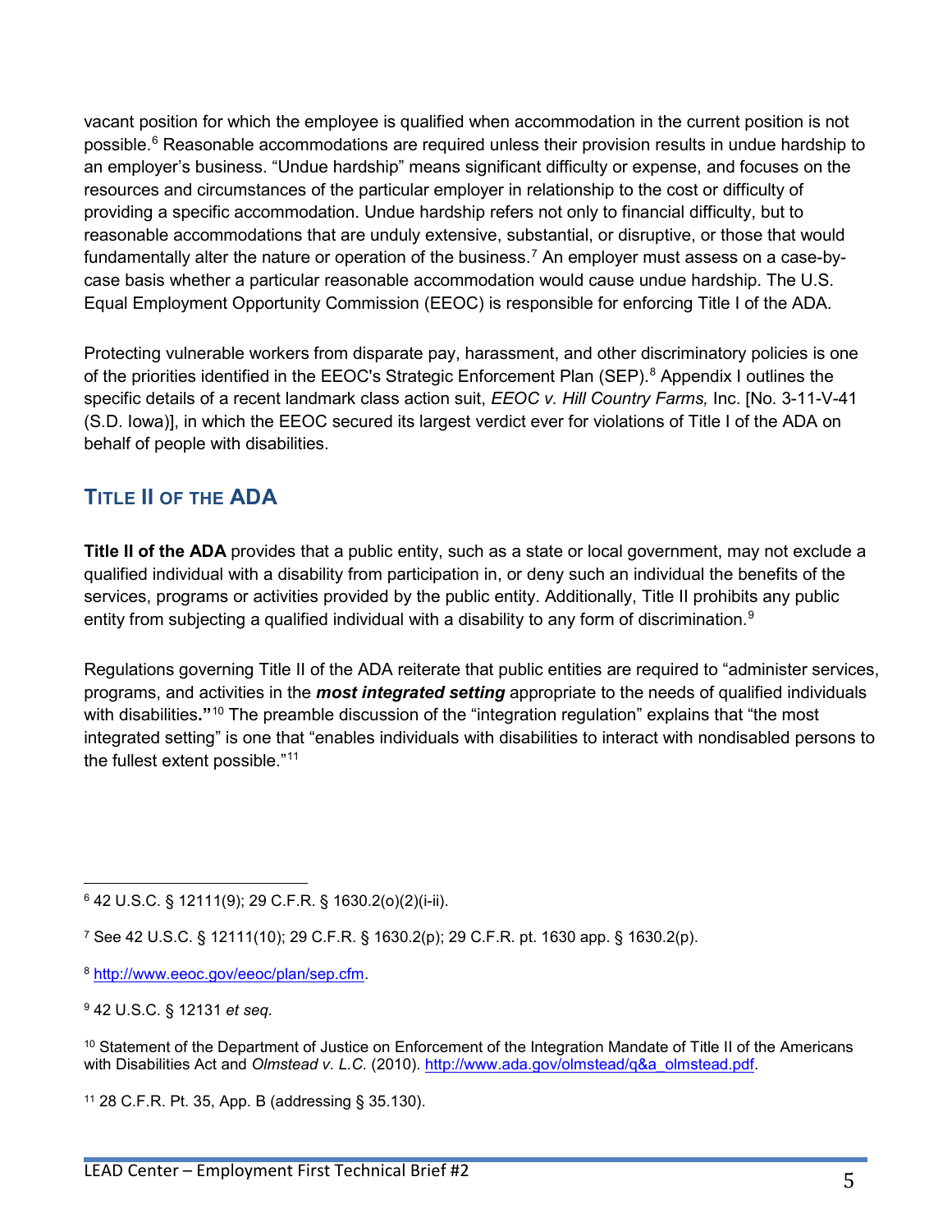vacant position for which the employee is qualified when accommodation in the current position is not possible.[6] Reasonable accommodations are required unless their provision results in undue hardship to an employer's business. "Undue hardship" means significant difficulty or expense, and focuses on the resources and circumstances of the particular employer in relationship to the cost or difficulty of providing a specific accommodation. Undue hardship refers not only to financial difficulty, but to reasonable accommodations that are unduly extensive, substantial, or disruptive, or those that would fundamentally alter the nature or operation of the business.[7] An employer must assess on a case-by-case basis whether a particular reasonable accommodation would cause undue hardship. The U.S. Equal Employment Opportunity Commission (EEOC) is responsible for enforcing Title I of the ADA.

Protecting vulnerable workers from disparate pay, harassment, and other discriminatory policies is one of the priorities identified in the EEOC's Strategic Enforcement Plan (SEP).[8] Appendix I outlines the specific details of a recent landmark class action suit, *EEOC v. Hill Country Farms,* Inc. [No. 3-11-V-41 (S.D. Iowa)], in which the EEOC secured its largest verdict ever for violations of Title I of the ADA on behalf of people with disabilities.

## Title II of the ADA

**Title II of the ADA** provides that a public entity, such as a state or local government, may not exclude a qualified individual with a disability from participation in, or deny such an individual the benefits of the services, programs or activities provided by the public entity. Additionally, Title II prohibits any public entity from subjecting a qualified individual with a disability to any form of discrimination.[9]

Regulations governing Title II of the ADA reiterate that public entities are required to "administer services, programs, and activities in the ***most integrated setting*** appropriate to the needs of qualified individuals with disabilities**."**[10] The preamble discussion of the "integration regulation" explains that "the most integrated setting" is one that "enables individuals with disabilities to interact with nondisabled persons to the fullest extent possible."[11]

---

[6] 42 U.S.C. § 12111(9); 29 C.F.R. § 1630.2(o)(2)(i-ii).

[7] See 42 U.S.C. § 12111(10); 29 C.F.R. § 1630.2(p); 29 C.F.R. pt. 1630 app. § 1630.2(p).

[8] http://www.eeoc.gov/eeoc/plan/sep.cfm.

[9] 42 U.S.C. § 12131 *et seq.*

[10] Statement of the Department of Justice on Enforcement of the Integration Mandate of Title II of the Americans with Disabilities Act and *Olmstead v. L.C.* (2010). http://www.ada.gov/olmstead/q&a_olmstead.pdf.

[11] 28 C.F.R. Pt. 35, App. B (addressing § 35.130).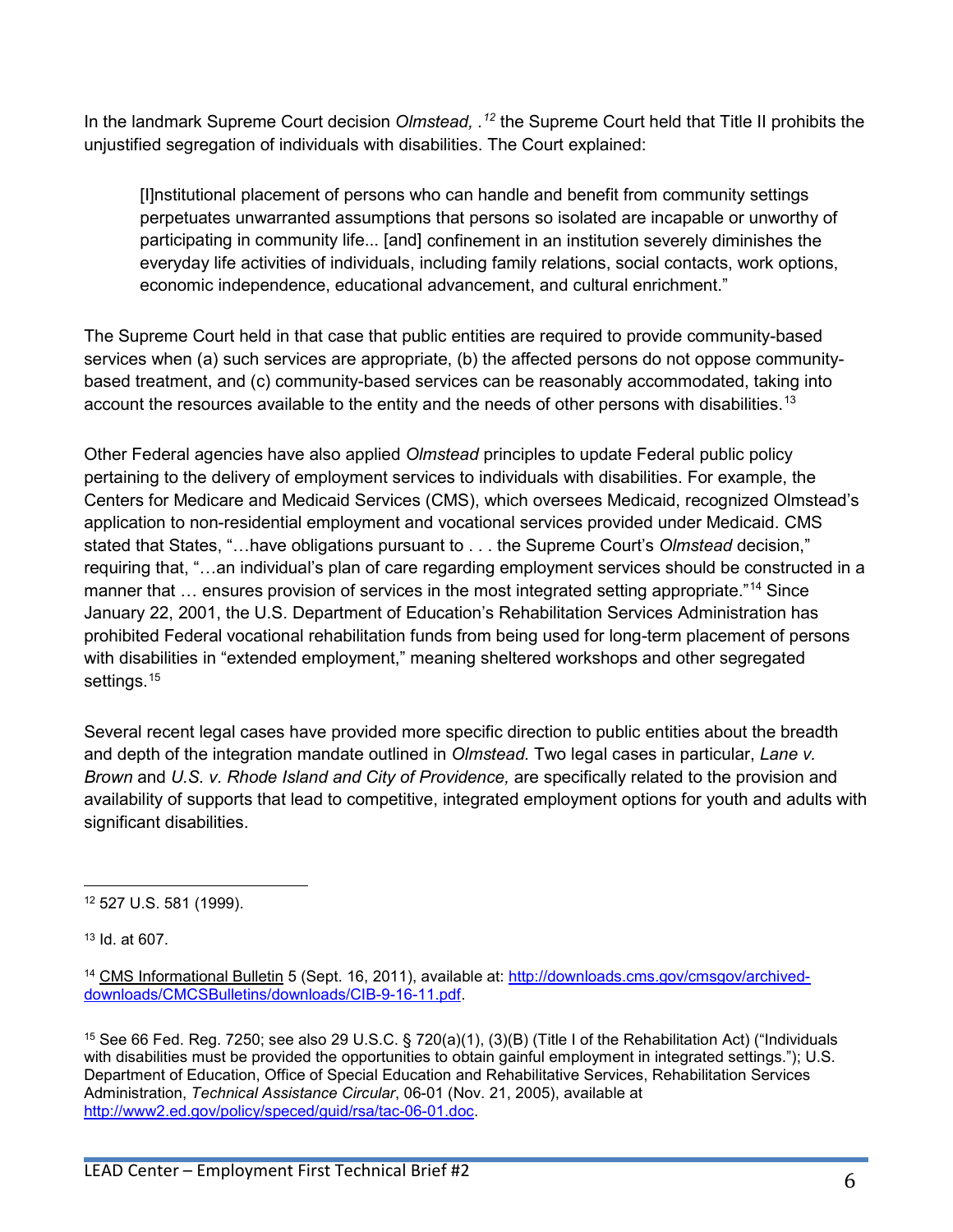In the landmark Supreme Court decision *Olmstead, .*[12] the Supreme Court held that Title II prohibits the unjustified segregation of individuals with disabilities. The Court explained:

> [I]nstitutional placement of persons who can handle and benefit from community settings perpetuates unwarranted assumptions that persons so isolated are incapable or unworthy of participating in community life... [and] confinement in an institution severely diminishes the everyday life activities of individuals, including family relations, social contacts, work options, economic independence, educational advancement, and cultural enrichment."

The Supreme Court held in that case that public entities are required to provide community-based services when (a) such services are appropriate, (b) the affected persons do not oppose community-based treatment, and (c) community-based services can be reasonably accommodated, taking into account the resources available to the entity and the needs of other persons with disabilities.[13]

Other Federal agencies have also applied *Olmstead* principles to update Federal public policy pertaining to the delivery of employment services to individuals with disabilities. For example, the Centers for Medicare and Medicaid Services (CMS), which oversees Medicaid, recognized Olmstead's application to non-residential employment and vocational services provided under Medicaid. CMS stated that States, "…have obligations pursuant to . . . the Supreme Court's *Olmstead* decision," requiring that, "…an individual's plan of care regarding employment services should be constructed in a manner that … ensures provision of services in the most integrated setting appropriate."[14] Since January 22, 2001, the U.S. Department of Education's Rehabilitation Services Administration has prohibited Federal vocational rehabilitation funds from being used for long-term placement of persons with disabilities in "extended employment," meaning sheltered workshops and other segregated settings.[15]

Several recent legal cases have provided more specific direction to public entities about the breadth and depth of the integration mandate outlined in *Olmstead*. Two legal cases in particular, *Lane v. Brown* and *U.S. v. Rhode Island and City of Providence,* are specifically related to the provision and availability of supports that lead to competitive, integrated employment options for youth and adults with significant disabilities.

---

[12] 527 U.S. 581 (1999).

[13] Id. at 607.

[14] CMS Informational Bulletin 5 (Sept. 16, 2011), available at: http://downloads.cms.gov/cmsgov/archived-downloads/CMCSBulletins/downloads/CIB-9-16-11.pdf.

[15] See 66 Fed. Reg. 7250; see also 29 U.S.C. § 720(a)(1), (3)(B) (Title I of the Rehabilitation Act) ("Individuals with disabilities must be provided the opportunities to obtain gainful employment in integrated settings."); U.S. Department of Education, Office of Special Education and Rehabilitative Services, Rehabilitation Services Administration, *Technical Assistance Circular*, 06-01 (Nov. 21, 2005), available at http://www2.ed.gov/policy/speced/guid/rsa/tac-06-01.doc.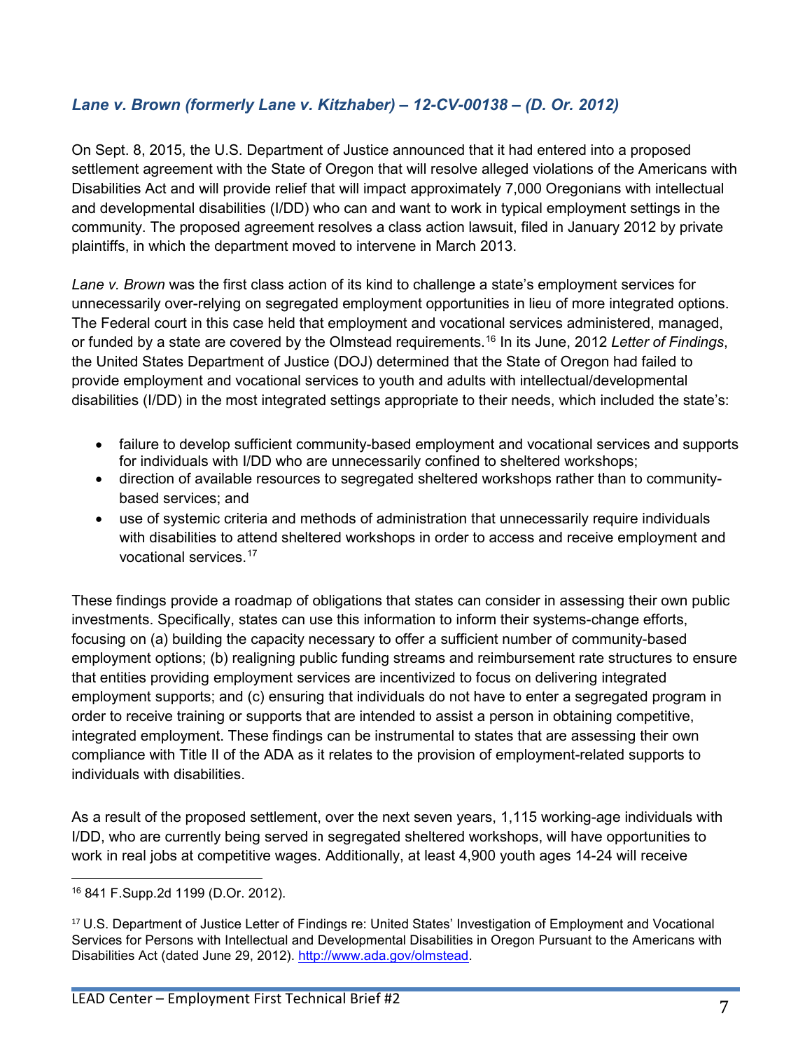### *Lane v. Brown (formerly Lane v. Kitzhaber) – 12-CV-00138 – (D. Or. 2012)*

On Sept. 8, 2015, the U.S. Department of Justice announced that it had entered into a proposed settlement agreement with the State of Oregon that will resolve alleged violations of the Americans with Disabilities Act and will provide relief that will impact approximately 7,000 Oregonians with intellectual and developmental disabilities (I/DD) who can and want to work in typical employment settings in the community. The proposed agreement resolves a class action lawsuit, filed in January 2012 by private plaintiffs, in which the department moved to intervene in March 2013.

*Lane v. Brown* was the first class action of its kind to challenge a state's employment services for unnecessarily over-relying on segregated employment opportunities in lieu of more integrated options. The Federal court in this case held that employment and vocational services administered, managed, or funded by a state are covered by the Olmstead requirements.[16] In its June, 2012 *Letter of Findings*, the United States Department of Justice (DOJ) determined that the State of Oregon had failed to provide employment and vocational services to youth and adults with intellectual/developmental disabilities (I/DD) in the most integrated settings appropriate to their needs, which included the state's:

- failure to develop sufficient community-based employment and vocational services and supports for individuals with I/DD who are unnecessarily confined to sheltered workshops;
- direction of available resources to segregated sheltered workshops rather than to community-based services; and
- use of systemic criteria and methods of administration that unnecessarily require individuals with disabilities to attend sheltered workshops in order to access and receive employment and vocational services.[17]

These findings provide a roadmap of obligations that states can consider in assessing their own public investments. Specifically, states can use this information to inform their systems-change efforts, focusing on (a) building the capacity necessary to offer a sufficient number of community-based employment options; (b) realigning public funding streams and reimbursement rate structures to ensure that entities providing employment services are incentivized to focus on delivering integrated employment supports; and (c) ensuring that individuals do not have to enter a segregated program in order to receive training or supports that are intended to assist a person in obtaining competitive, integrated employment. These findings can be instrumental to states that are assessing their own compliance with Title II of the ADA as it relates to the provision of employment-related supports to individuals with disabilities.

As a result of the proposed settlement, over the next seven years, 1,115 working-age individuals with I/DD, who are currently being served in segregated sheltered workshops, will have opportunities to work in real jobs at competitive wages. Additionally, at least 4,900 youth ages 14-24 will receive

---

[16] 841 F.Supp.2d 1199 (D.Or. 2012).

[17] U.S. Department of Justice Letter of Findings re: United States' Investigation of Employment and Vocational Services for Persons with Intellectual and Developmental Disabilities in Oregon Pursuant to the Americans with Disabilities Act (dated June 29, 2012). http://www.ada.gov/olmstead.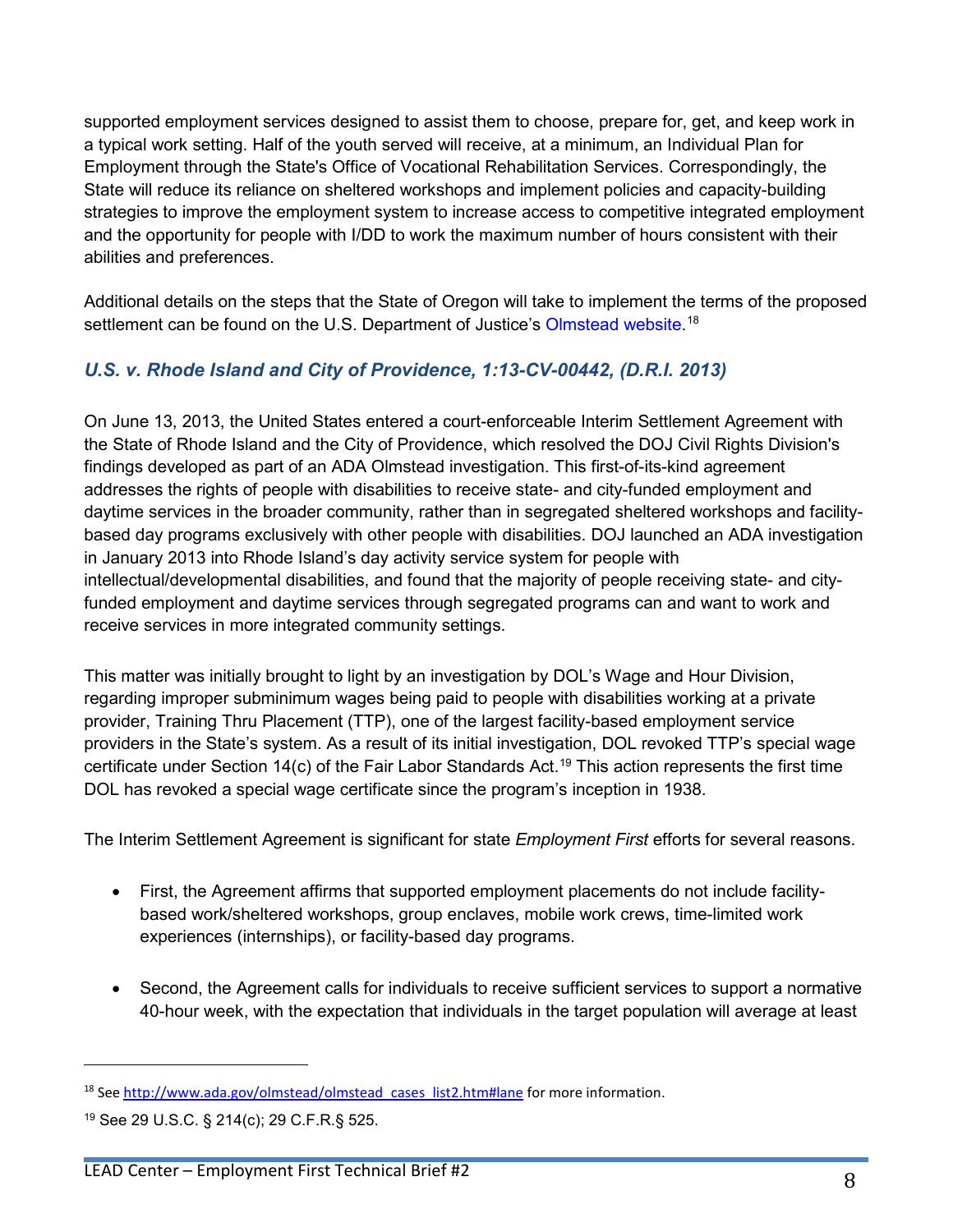supported employment services designed to assist them to choose, prepare for, get, and keep work in a typical work setting. Half of the youth served will receive, at a minimum, an Individual Plan for Employment through the State's Office of Vocational Rehabilitation Services. Correspondingly, the State will reduce its reliance on sheltered workshops and implement policies and capacity-building strategies to improve the employment system to increase access to competitive integrated employment and the opportunity for people with I/DD to work the maximum number of hours consistent with their abilities and preferences.

Additional details on the steps that the State of Oregon will take to implement the terms of the proposed settlement can be found on the U.S. Department of Justice's Olmstead website.[18]

### *U.S. v. Rhode Island and City of Providence, 1:13-CV-00442, (D.R.I. 2013)*

On June 13, 2013, the United States entered a court-enforceable Interim Settlement Agreement with the State of Rhode Island and the City of Providence, which resolved the DOJ Civil Rights Division's findings developed as part of an ADA Olmstead investigation. This first-of-its-kind agreement addresses the rights of people with disabilities to receive state- and city-funded employment and daytime services in the broader community, rather than in segregated sheltered workshops and facility-based day programs exclusively with other people with disabilities. DOJ launched an ADA investigation in January 2013 into Rhode Island's day activity service system for people with intellectual/developmental disabilities, and found that the majority of people receiving state- and city-funded employment and daytime services through segregated programs can and want to work and receive services in more integrated community settings.

This matter was initially brought to light by an investigation by DOL's Wage and Hour Division, regarding improper subminimum wages being paid to people with disabilities working at a private provider, Training Thru Placement (TTP), one of the largest facility-based employment service providers in the State's system. As a result of its initial investigation, DOL revoked TTP's special wage certificate under Section 14(c) of the Fair Labor Standards Act.[19] This action represents the first time DOL has revoked a special wage certificate since the program's inception in 1938.

The Interim Settlement Agreement is significant for state *Employment First* efforts for several reasons.

- First, the Agreement affirms that supported employment placements do not include facility-based work/sheltered workshops, group enclaves, mobile work crews, time-limited work experiences (internships), or facility-based day programs.

- Second, the Agreement calls for individuals to receive sufficient services to support a normative 40-hour week, with the expectation that individuals in the target population will average at least

---

[18] See http://www.ada.gov/olmstead/olmstead_cases_list2.htm#lane for more information.

[19] See 29 U.S.C. § 214(c); 29 C.F.R.§ 525.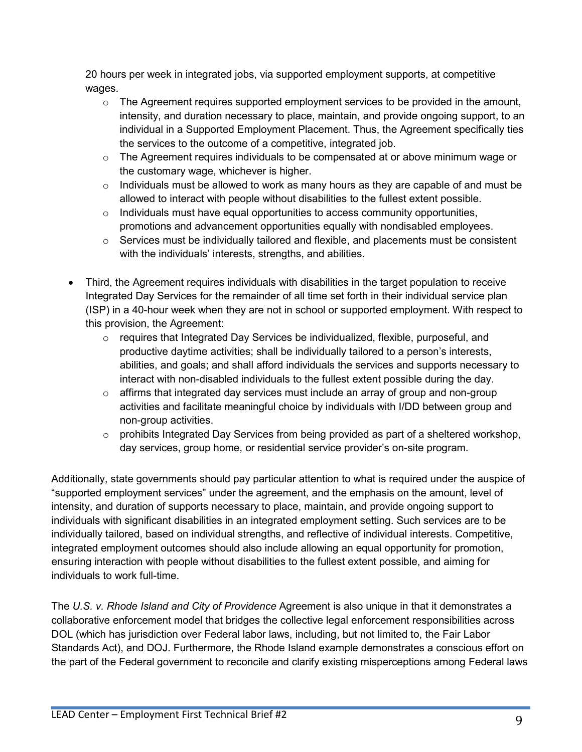20 hours per week in integrated jobs, via supported employment supports, at competitive wages.

    - The Agreement requires supported employment services to be provided in the amount, intensity, and duration necessary to place, maintain, and provide ongoing support, to an individual in a Supported Employment Placement. Thus, the Agreement specifically ties the services to the outcome of a competitive, integrated job.
    - The Agreement requires individuals to be compensated at or above minimum wage or the customary wage, whichever is higher.
    - Individuals must be allowed to work as many hours as they are capable of and must be allowed to interact with people without disabilities to the fullest extent possible.
    - Individuals must have equal opportunities to access community opportunities, promotions and advancement opportunities equally with nondisabled employees.
    - Services must be individually tailored and flexible, and placements must be consistent with the individuals' interests, strengths, and abilities.

- Third, the Agreement requires individuals with disabilities in the target population to receive Integrated Day Services for the remainder of all time set forth in their individual service plan (ISP) in a 40-hour week when they are not in school or supported employment. With respect to this provision, the Agreement:
    - requires that Integrated Day Services be individualized, flexible, purposeful, and productive daytime activities; shall be individually tailored to a person's interests, abilities, and goals; and shall afford individuals the services and supports necessary to interact with non-disabled individuals to the fullest extent possible during the day.
    - affirms that integrated day services must include an array of group and non-group activities and facilitate meaningful choice by individuals with I/DD between group and non-group activities.
    - prohibits Integrated Day Services from being provided as part of a sheltered workshop, day services, group home, or residential service provider's on-site program.

Additionally, state governments should pay particular attention to what is required under the auspice of "supported employment services" under the agreement, and the emphasis on the amount, level of intensity, and duration of supports necessary to place, maintain, and provide ongoing support to individuals with significant disabilities in an integrated employment setting. Such services are to be individually tailored, based on individual strengths, and reflective of individual interests. Competitive, integrated employment outcomes should also include allowing an equal opportunity for promotion, ensuring interaction with people without disabilities to the fullest extent possible, and aiming for individuals to work full-time.

The *U.S. v. Rhode Island and City of Providence* Agreement is also unique in that it demonstrates a collaborative enforcement model that bridges the collective legal enforcement responsibilities across DOL (which has jurisdiction over Federal labor laws, including, but not limited to, the Fair Labor Standards Act), and DOJ. Furthermore, the Rhode Island example demonstrates a conscious effort on the part of the Federal government to reconcile and clarify existing misperceptions among Federal laws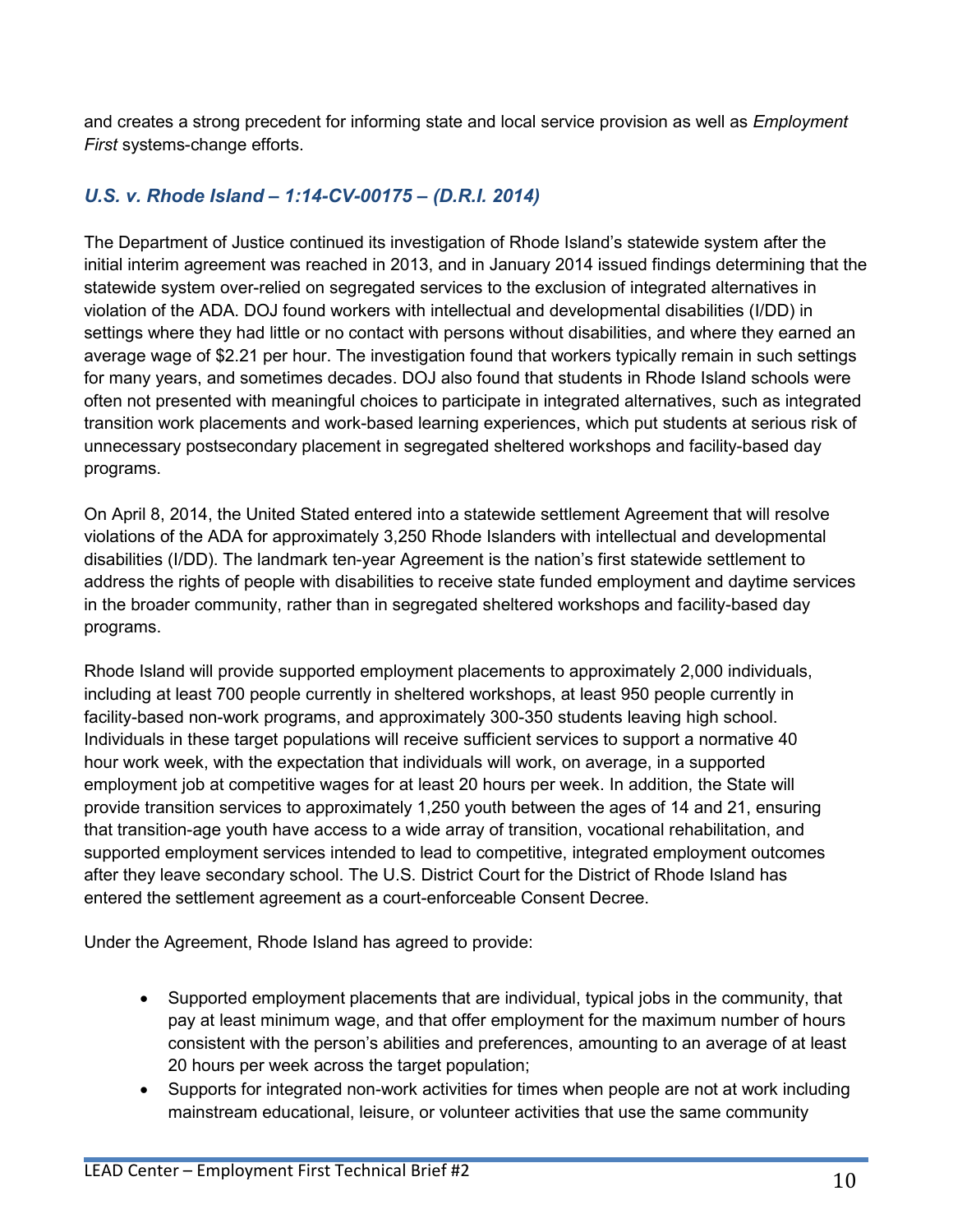and creates a strong precedent for informing state and local service provision as well as *Employment First* systems-change efforts.

### *U.S. v. Rhode Island – 1:14-CV-00175 – (D.R.I. 2014)*

The Department of Justice continued its investigation of Rhode Island's statewide system after the initial interim agreement was reached in 2013, and in January 2014 issued findings determining that the statewide system over-relied on segregated services to the exclusion of integrated alternatives in violation of the ADA. DOJ found workers with intellectual and developmental disabilities (I/DD) in settings where they had little or no contact with persons without disabilities, and where they earned an average wage of $2.21 per hour. The investigation found that workers typically remain in such settings for many years, and sometimes decades. DOJ also found that students in Rhode Island schools were often not presented with meaningful choices to participate in integrated alternatives, such as integrated transition work placements and work-based learning experiences, which put students at serious risk of unnecessary postsecondary placement in segregated sheltered workshops and facility-based day programs.

On April 8, 2014, the United Stated entered into a statewide settlement Agreement that will resolve violations of the ADA for approximately 3,250 Rhode Islanders with intellectual and developmental disabilities (I/DD). The landmark ten-year Agreement is the nation's first statewide settlement to address the rights of people with disabilities to receive state funded employment and daytime services in the broader community, rather than in segregated sheltered workshops and facility-based day programs.

Rhode Island will provide supported employment placements to approximately 2,000 individuals, including at least 700 people currently in sheltered workshops, at least 950 people currently in facility-based non-work programs, and approximately 300-350 students leaving high school. Individuals in these target populations will receive sufficient services to support a normative 40 hour work week, with the expectation that individuals will work, on average, in a supported employment job at competitive wages for at least 20 hours per week. In addition, the State will provide transition services to approximately 1,250 youth between the ages of 14 and 21, ensuring that transition-age youth have access to a wide array of transition, vocational rehabilitation, and supported employment services intended to lead to competitive, integrated employment outcomes after they leave secondary school. The U.S. District Court for the District of Rhode Island has entered the settlement agreement as a court-enforceable Consent Decree.

Under the Agreement, Rhode Island has agreed to provide:

- Supported employment placements that are individual, typical jobs in the community, that pay at least minimum wage, and that offer employment for the maximum number of hours consistent with the person's abilities and preferences, amounting to an average of at least 20 hours per week across the target population;
- Supports for integrated non-work activities for times when people are not at work including mainstream educational, leisure, or volunteer activities that use the same community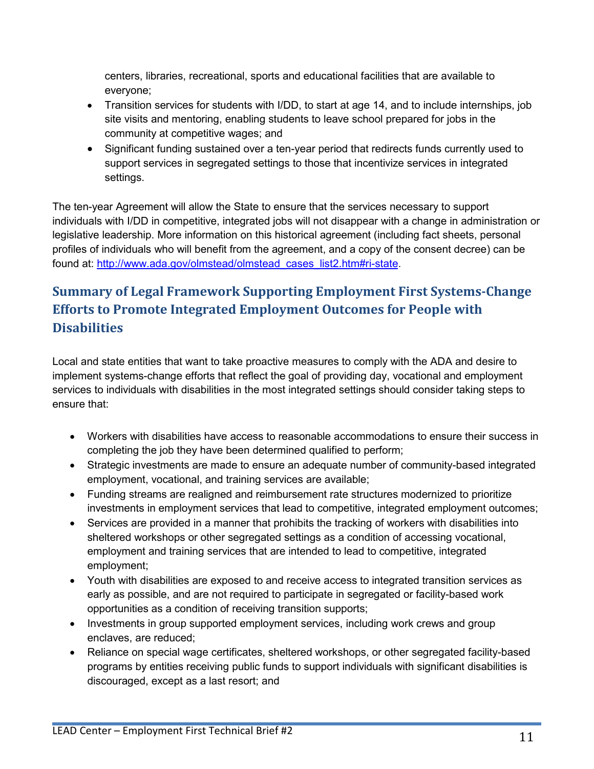centers, libraries, recreational, sports and educational facilities that are available to everyone;

- Transition services for students with I/DD, to start at age 14, and to include internships, job site visits and mentoring, enabling students to leave school prepared for jobs in the community at competitive wages; and
- Significant funding sustained over a ten-year period that redirects funds currently used to support services in segregated settings to those that incentivize services in integrated settings.

The ten-year Agreement will allow the State to ensure that the services necessary to support individuals with I/DD in competitive, integrated jobs will not disappear with a change in administration or legislative leadership. More information on this historical agreement (including fact sheets, personal profiles of individuals who will benefit from the agreement, and a copy of the consent decree) can be found at: [http://www.ada.gov/olmstead/olmstead_cases_list2.htm#ri-state](http://www.ada.gov/olmstead/olmstead_cases_list2.htm#ri-state).

## Summary of Legal Framework Supporting Employment First Systems-Change Efforts to Promote Integrated Employment Outcomes for People with Disabilities

Local and state entities that want to take proactive measures to comply with the ADA and desire to implement systems-change efforts that reflect the goal of providing day, vocational and employment services to individuals with disabilities in the most integrated settings should consider taking steps to ensure that:

- Workers with disabilities have access to reasonable accommodations to ensure their success in completing the job they have been determined qualified to perform;
- Strategic investments are made to ensure an adequate number of community-based integrated employment, vocational, and training services are available;
- Funding streams are realigned and reimbursement rate structures modernized to prioritize investments in employment services that lead to competitive, integrated employment outcomes;
- Services are provided in a manner that prohibits the tracking of workers with disabilities into sheltered workshops or other segregated settings as a condition of accessing vocational, employment and training services that are intended to lead to competitive, integrated employment;
- Youth with disabilities are exposed to and receive access to integrated transition services as early as possible, and are not required to participate in segregated or facility-based work opportunities as a condition of receiving transition supports;
- Investments in group supported employment services, including work crews and group enclaves, are reduced;
- Reliance on special wage certificates, sheltered workshops, or other segregated facility-based programs by entities receiving public funds to support individuals with significant disabilities is discouraged, except as a last resort; and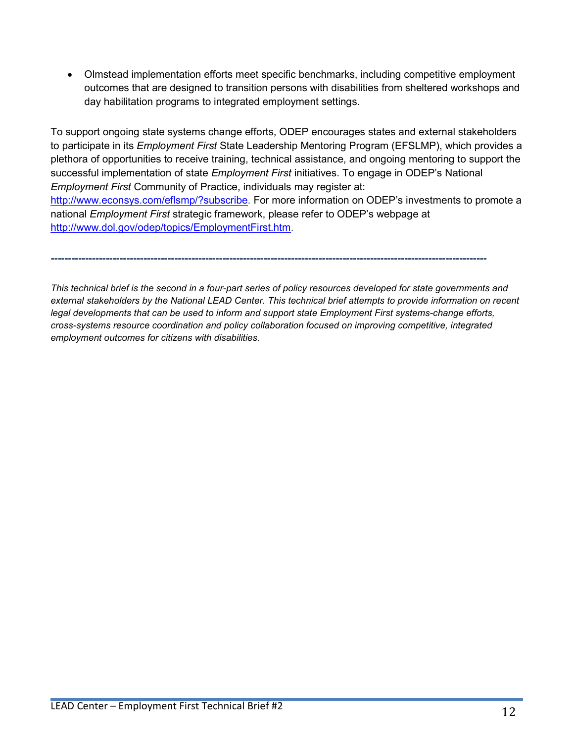- Olmstead implementation efforts meet specific benchmarks, including competitive employment outcomes that are designed to transition persons with disabilities from sheltered workshops and day habilitation programs to integrated employment settings.

To support ongoing state systems change efforts, ODEP encourages states and external stakeholders to participate in its *Employment First* State Leadership Mentoring Program (EFSLMP), which provides a plethora of opportunities to receive training, technical assistance, and ongoing mentoring to support the successful implementation of state *Employment First* initiatives. To engage in ODEP's National *Employment First* Community of Practice, individuals may register at: http://www.econsys.com/eflsmp/?subscribe. For more information on ODEP's investments to promote a national *Employment First* strategic framework, please refer to ODEP's webpage at http://www.dol.gov/odep/topics/EmploymentFirst.htm.

---

*This technical brief is the second in a four-part series of policy resources developed for state governments and external stakeholders by the National LEAD Center. This technical brief attempts to provide information on recent legal developments that can be used to inform and support state Employment First systems-change efforts, cross-systems resource coordination and policy collaboration focused on improving competitive, integrated employment outcomes for citizens with disabilities.*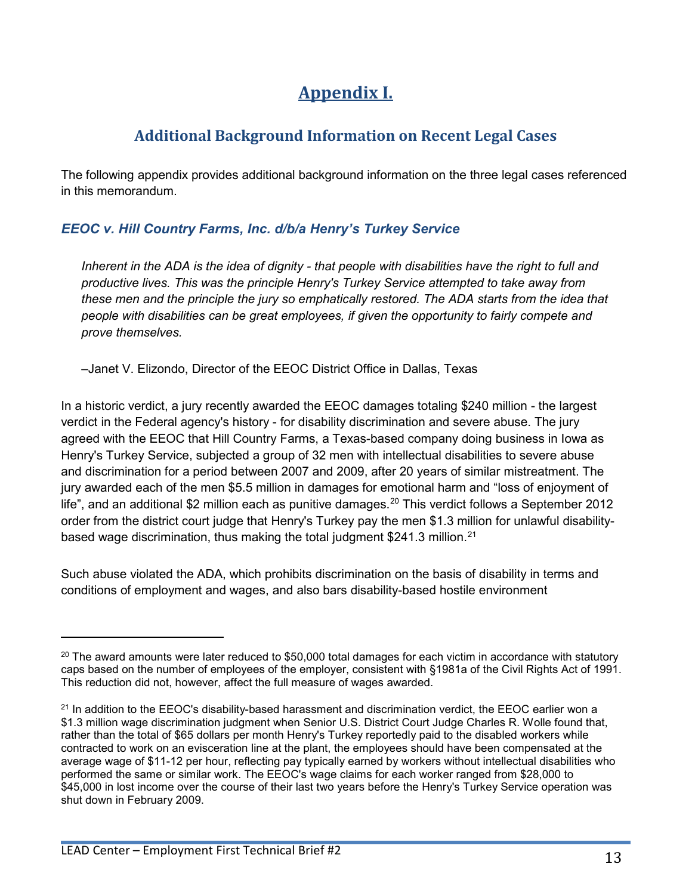# Appendix I.

## Additional Background Information on Recent Legal Cases

The following appendix provides additional background information on the three legal cases referenced in this memorandum.

### *EEOC v. Hill Country Farms, Inc. d/b/a Henry's Turkey Service*

> *Inherent in the ADA is the idea of dignity - that people with disabilities have the right to full and productive lives. This was the principle Henry's Turkey Service attempted to take away from these men and the principle the jury so emphatically restored. The ADA starts from the idea that people with disabilities can be great employees, if given the opportunity to fairly compete and prove themselves.*
>
> –Janet V. Elizondo, Director of the EEOC District Office in Dallas, Texas

In a historic verdict, a jury recently awarded the EEOC damages totaling $240 million - the largest verdict in the Federal agency's history - for disability discrimination and severe abuse. The jury agreed with the EEOC that Hill Country Farms, a Texas-based company doing business in Iowa as Henry's Turkey Service, subjected a group of 32 men with intellectual disabilities to severe abuse and discrimination for a period between 2007 and 2009, after 20 years of similar mistreatment. The jury awarded each of the men $5.5 million in damages for emotional harm and "loss of enjoyment of life", and an additional $2 million each as punitive damages.[20] This verdict follows a September 2012 order from the district court judge that Henry's Turkey pay the men $1.3 million for unlawful disability-based wage discrimination, thus making the total judgment $241.3 million.[21]

Such abuse violated the ADA, which prohibits discrimination on the basis of disability in terms and conditions of employment and wages, and also bars disability-based hostile environment

---

[20] The award amounts were later reduced to $50,000 total damages for each victim in accordance with statutory caps based on the number of employees of the employer, consistent with §1981a of the Civil Rights Act of 1991. This reduction did not, however, affect the full measure of wages awarded.

[21] In addition to the EEOC's disability-based harassment and discrimination verdict, the EEOC earlier won a $1.3 million wage discrimination judgment when Senior U.S. District Court Judge Charles R. Wolle found that, rather than the total of $65 dollars per month Henry's Turkey reportedly paid to the disabled workers while contracted to work on an evisceration line at the plant, the employees should have been compensated at the average wage of $11-12 per hour, reflecting pay typically earned by workers without intellectual disabilities who performed the same or similar work. The EEOC's wage claims for each worker ranged from $28,000 to $45,000 in lost income over the course of their last two years before the Henry's Turkey Service operation was shut down in February 2009.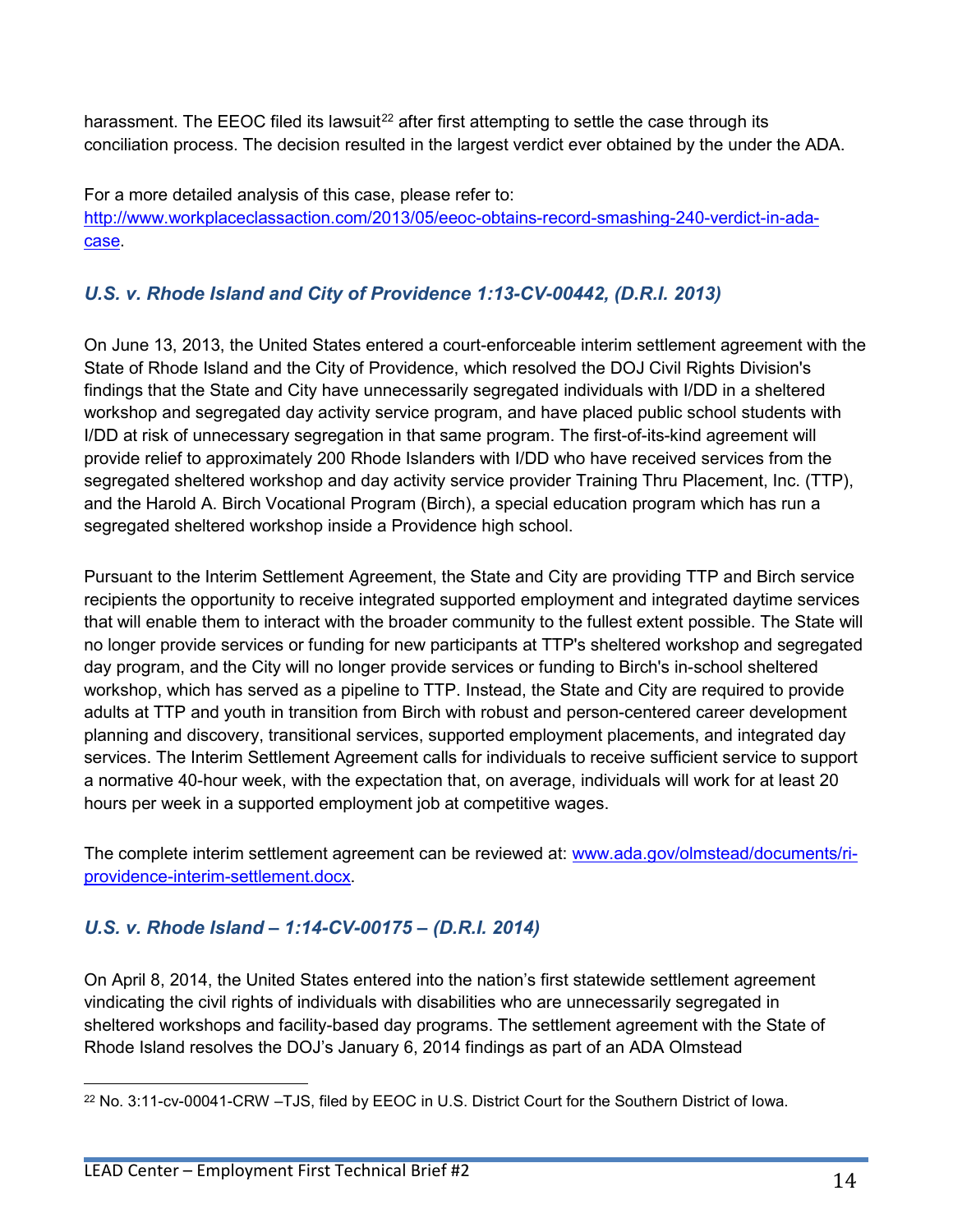harassment. The EEOC filed its lawsuit[22] after first attempting to settle the case through its conciliation process. The decision resulted in the largest verdict ever obtained by the under the ADA.

For a more detailed analysis of this case, please refer to: [http://www.workplaceclassaction.com/2013/05/eeoc-obtains-record-smashing-240-verdict-in-ada-case](http://www.workplaceclassaction.com/2013/05/eeoc-obtains-record-smashing-240-verdict-in-ada-case).

### *U.S. v. Rhode Island and City of Providence 1:13-CV-00442, (D.R.I. 2013)*

On June 13, 2013, the United States entered a court-enforceable interim settlement agreement with the State of Rhode Island and the City of Providence, which resolved the DOJ Civil Rights Division's findings that the State and City have unnecessarily segregated individuals with I/DD in a sheltered workshop and segregated day activity service program, and have placed public school students with I/DD at risk of unnecessary segregation in that same program. The first-of-its-kind agreement will provide relief to approximately 200 Rhode Islanders with I/DD who have received services from the segregated sheltered workshop and day activity service provider Training Thru Placement, Inc. (TTP), and the Harold A. Birch Vocational Program (Birch), a special education program which has run a segregated sheltered workshop inside a Providence high school.

Pursuant to the Interim Settlement Agreement, the State and City are providing TTP and Birch service recipients the opportunity to receive integrated supported employment and integrated daytime services that will enable them to interact with the broader community to the fullest extent possible. The State will no longer provide services or funding for new participants at TTP's sheltered workshop and segregated day program, and the City will no longer provide services or funding to Birch's in-school sheltered workshop, which has served as a pipeline to TTP. Instead, the State and City are required to provide adults at TTP and youth in transition from Birch with robust and person-centered career development planning and discovery, transitional services, supported employment placements, and integrated day services. The Interim Settlement Agreement calls for individuals to receive sufficient service to support a normative 40-hour week, with the expectation that, on average, individuals will work for at least 20 hours per week in a supported employment job at competitive wages.

The complete interim settlement agreement can be reviewed at: [www.ada.gov/olmstead/documents/ri-providence-interim-settlement.docx](www.ada.gov/olmstead/documents/ri-providence-interim-settlement.docx).

### *U.S. v. Rhode Island – 1:14-CV-00175 – (D.R.I. 2014)*

On April 8, 2014, the United States entered into the nation's first statewide settlement agreement vindicating the civil rights of individuals with disabilities who are unnecessarily segregated in sheltered workshops and facility-based day programs. The settlement agreement with the State of Rhode Island resolves the DOJ's January 6, 2014 findings as part of an ADA Olmstead

---

[22] No. 3:11-cv-00041-CRW –TJS, filed by EEOC in U.S. District Court for the Southern District of Iowa.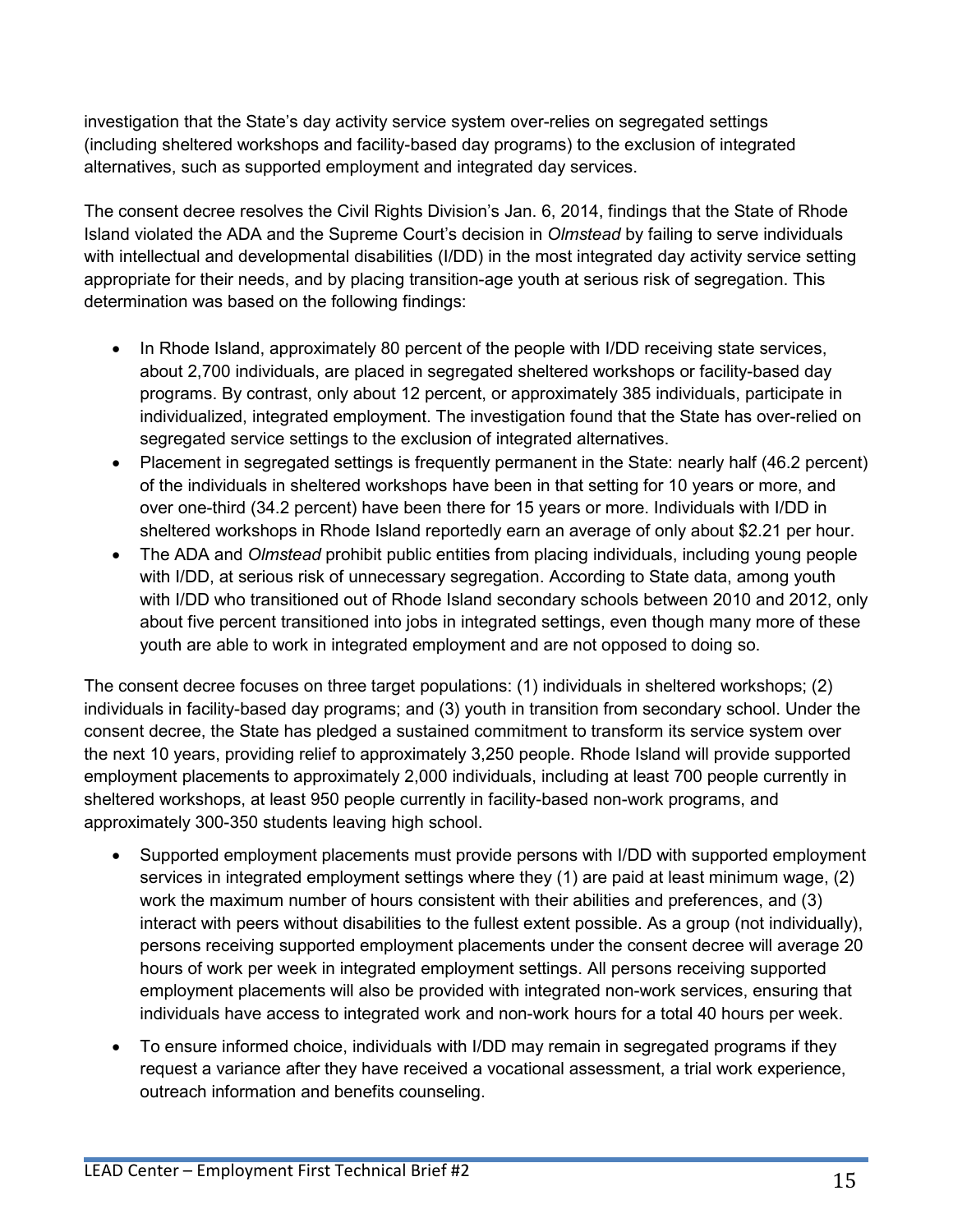investigation that the State's day activity service system over-relies on segregated settings (including sheltered workshops and facility-based day programs) to the exclusion of integrated alternatives, such as supported employment and integrated day services.

The consent decree resolves the Civil Rights Division's Jan. 6, 2014, findings that the State of Rhode Island violated the ADA and the Supreme Court's decision in *Olmstead* by failing to serve individuals with intellectual and developmental disabilities (I/DD) in the most integrated day activity service setting appropriate for their needs, and by placing transition-age youth at serious risk of segregation. This determination was based on the following findings:

- In Rhode Island, approximately 80 percent of the people with I/DD receiving state services, about 2,700 individuals, are placed in segregated sheltered workshops or facility-based day programs. By contrast, only about 12 percent, or approximately 385 individuals, participate in individualized, integrated employment. The investigation found that the State has over-relied on segregated service settings to the exclusion of integrated alternatives.
- Placement in segregated settings is frequently permanent in the State: nearly half (46.2 percent) of the individuals in sheltered workshops have been in that setting for 10 years or more, and over one-third (34.2 percent) have been there for 15 years or more. Individuals with I/DD in sheltered workshops in Rhode Island reportedly earn an average of only about $2.21 per hour.
- The ADA and *Olmstead* prohibit public entities from placing individuals, including young people with I/DD, at serious risk of unnecessary segregation. According to State data, among youth with I/DD who transitioned out of Rhode Island secondary schools between 2010 and 2012, only about five percent transitioned into jobs in integrated settings, even though many more of these youth are able to work in integrated employment and are not opposed to doing so.

The consent decree focuses on three target populations: (1) individuals in sheltered workshops; (2) individuals in facility-based day programs; and (3) youth in transition from secondary school. Under the consent decree, the State has pledged a sustained commitment to transform its service system over the next 10 years, providing relief to approximately 3,250 people. Rhode Island will provide supported employment placements to approximately 2,000 individuals, including at least 700 people currently in sheltered workshops, at least 950 people currently in facility-based non-work programs, and approximately 300-350 students leaving high school.

- Supported employment placements must provide persons with I/DD with supported employment services in integrated employment settings where they (1) are paid at least minimum wage, (2) work the maximum number of hours consistent with their abilities and preferences, and (3) interact with peers without disabilities to the fullest extent possible. As a group (not individually), persons receiving supported employment placements under the consent decree will average 20 hours of work per week in integrated employment settings. All persons receiving supported employment placements will also be provided with integrated non-work services, ensuring that individuals have access to integrated work and non-work hours for a total 40 hours per week.
- To ensure informed choice, individuals with I/DD may remain in segregated programs if they request a variance after they have received a vocational assessment, a trial work experience, outreach information and benefits counseling.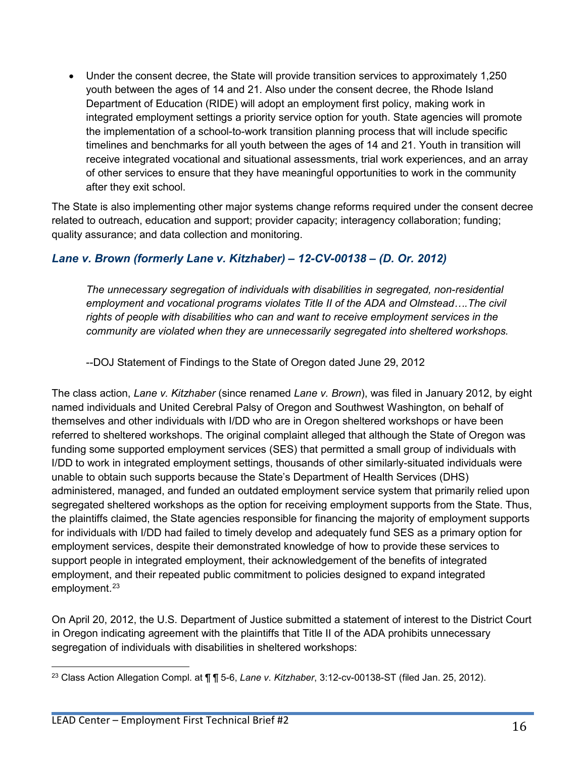- Under the consent decree, the State will provide transition services to approximately 1,250 youth between the ages of 14 and 21. Also under the consent decree, the Rhode Island Department of Education (RIDE) will adopt an employment first policy, making work in integrated employment settings a priority service option for youth. State agencies will promote the implementation of a school-to-work transition planning process that will include specific timelines and benchmarks for all youth between the ages of 14 and 21. Youth in transition will receive integrated vocational and situational assessments, trial work experiences, and an array of other services to ensure that they have meaningful opportunities to work in the community after they exit school.

The State is also implementing other major systems change reforms required under the consent decree related to outreach, education and support; provider capacity; interagency collaboration; funding; quality assurance; and data collection and monitoring.

### *Lane v. Brown (formerly Lane v. Kitzhaber) – 12-CV-00138 – (D. Or. 2012)*

> *The unnecessary segregation of individuals with disabilities in segregated, non-residential employment and vocational programs violates Title II of the ADA and Olmstead….The civil rights of people with disabilities who can and want to receive employment services in the community are violated when they are unnecessarily segregated into sheltered workshops.*
>
> --DOJ Statement of Findings to the State of Oregon dated June 29, 2012

The class action, *Lane v. Kitzhaber* (since renamed *Lane v. Brown*), was filed in January 2012, by eight named individuals and United Cerebral Palsy of Oregon and Southwest Washington, on behalf of themselves and other individuals with I/DD who are in Oregon sheltered workshops or have been referred to sheltered workshops. The original complaint alleged that although the State of Oregon was funding some supported employment services (SES) that permitted a small group of individuals with I/DD to work in integrated employment settings, thousands of other similarly-situated individuals were unable to obtain such supports because the State's Department of Health Services (DHS) administered, managed, and funded an outdated employment service system that primarily relied upon segregated sheltered workshops as the option for receiving employment supports from the State. Thus, the plaintiffs claimed, the State agencies responsible for financing the majority of employment supports for individuals with I/DD had failed to timely develop and adequately fund SES as a primary option for employment services, despite their demonstrated knowledge of how to provide these services to support people in integrated employment, their acknowledgement of the benefits of integrated employment, and their repeated public commitment to policies designed to expand integrated employment.[23]

On April 20, 2012, the U.S. Department of Justice submitted a statement of interest to the District Court in Oregon indicating agreement with the plaintiffs that Title II of the ADA prohibits unnecessary segregation of individuals with disabilities in sheltered workshops:

---

[23] Class Action Allegation Compl. at ¶ ¶ 5-6, *Lane v. Kitzhaber*, 3:12-cv-00138-ST (filed Jan. 25, 2012).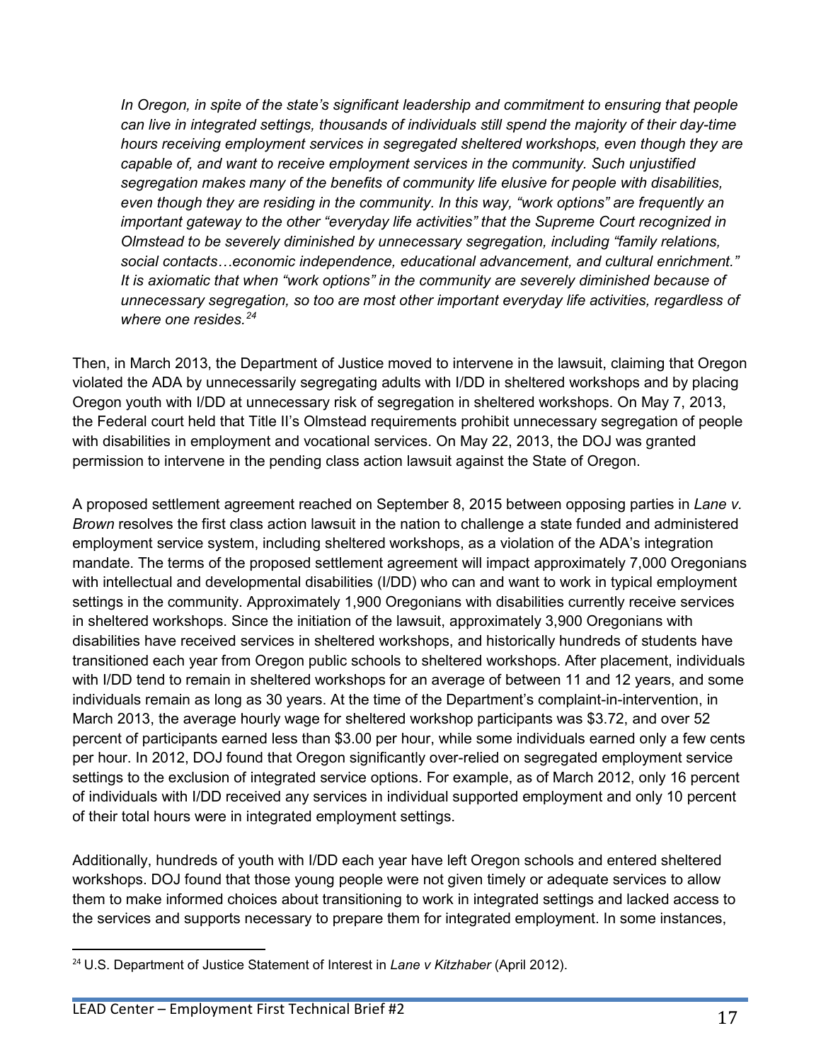> *In Oregon, in spite of the state's significant leadership and commitment to ensuring that people can live in integrated settings, thousands of individuals still spend the majority of their day-time hours receiving employment services in segregated sheltered workshops, even though they are capable of, and want to receive employment services in the community. Such unjustified segregation makes many of the benefits of community life elusive for people with disabilities, even though they are residing in the community. In this way, "work options" are frequently an important gateway to the other "everyday life activities" that the Supreme Court recognized in Olmstead to be severely diminished by unnecessary segregation, including "family relations, social contacts…economic independence, educational advancement, and cultural enrichment." It is axiomatic that when "work options" in the community are severely diminished because of unnecessary segregation, so too are most other important everyday life activities, regardless of where one resides.*[24]

Then, in March 2013, the Department of Justice moved to intervene in the lawsuit, claiming that Oregon violated the ADA by unnecessarily segregating adults with I/DD in sheltered workshops and by placing Oregon youth with I/DD at unnecessary risk of segregation in sheltered workshops. On May 7, 2013, the Federal court held that Title II's Olmstead requirements prohibit unnecessary segregation of people with disabilities in employment and vocational services. On May 22, 2013, the DOJ was granted permission to intervene in the pending class action lawsuit against the State of Oregon.

A proposed settlement agreement reached on September 8, 2015 between opposing parties in *Lane v. Brown* resolves the first class action lawsuit in the nation to challenge a state funded and administered employment service system, including sheltered workshops, as a violation of the ADA's integration mandate. The terms of the proposed settlement agreement will impact approximately 7,000 Oregonians with intellectual and developmental disabilities (I/DD) who can and want to work in typical employment settings in the community. Approximately 1,900 Oregonians with disabilities currently receive services in sheltered workshops. Since the initiation of the lawsuit, approximately 3,900 Oregonians with disabilities have received services in sheltered workshops, and historically hundreds of students have transitioned each year from Oregon public schools to sheltered workshops. After placement, individuals with I/DD tend to remain in sheltered workshops for an average of between 11 and 12 years, and some individuals remain as long as 30 years. At the time of the Department's complaint-in-intervention, in March 2013, the average hourly wage for sheltered workshop participants was $3.72, and over 52 percent of participants earned less than $3.00 per hour, while some individuals earned only a few cents per hour. In 2012, DOJ found that Oregon significantly over-relied on segregated employment service settings to the exclusion of integrated service options. For example, as of March 2012, only 16 percent of individuals with I/DD received any services in individual supported employment and only 10 percent of their total hours were in integrated employment settings.

Additionally, hundreds of youth with I/DD each year have left Oregon schools and entered sheltered workshops. DOJ found that those young people were not given timely or adequate services to allow them to make informed choices about transitioning to work in integrated settings and lacked access to the services and supports necessary to prepare them for integrated employment. In some instances,

---

[24] U.S. Department of Justice Statement of Interest in *Lane v Kitzhaber* (April 2012).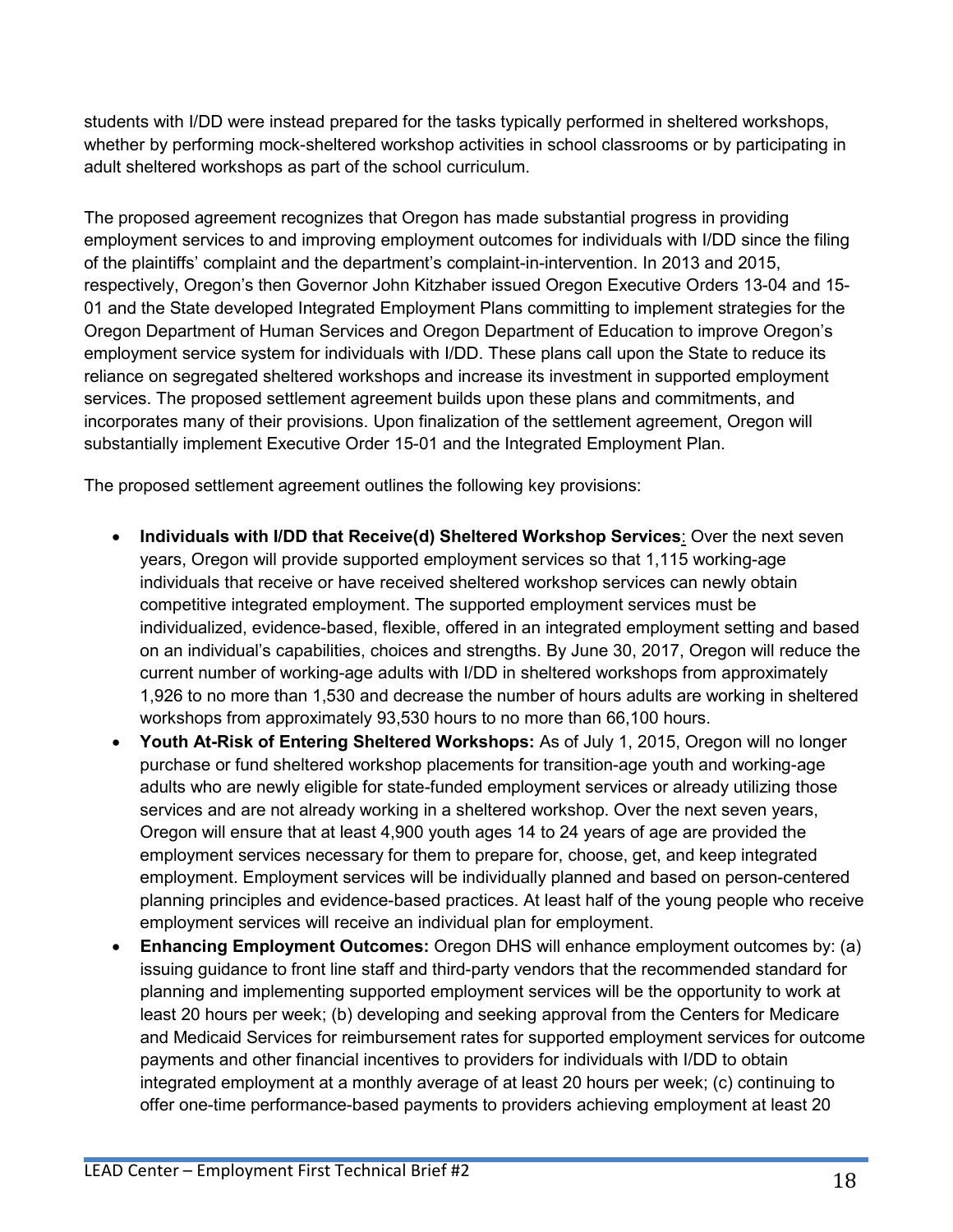students with I/DD were instead prepared for the tasks typically performed in sheltered workshops, whether by performing mock-sheltered workshop activities in school classrooms or by participating in adult sheltered workshops as part of the school curriculum.

The proposed agreement recognizes that Oregon has made substantial progress in providing employment services to and improving employment outcomes for individuals with I/DD since the filing of the plaintiffs' complaint and the department's complaint-in-intervention. In 2013 and 2015, respectively, Oregon's then Governor John Kitzhaber issued Oregon Executive Orders 13-04 and 15-01 and the State developed Integrated Employment Plans committing to implement strategies for the Oregon Department of Human Services and Oregon Department of Education to improve Oregon's employment service system for individuals with I/DD. These plans call upon the State to reduce its reliance on segregated sheltered workshops and increase its investment in supported employment services. The proposed settlement agreement builds upon these plans and commitments, and incorporates many of their provisions. Upon finalization of the settlement agreement, Oregon will substantially implement Executive Order 15-01 and the Integrated Employment Plan.

The proposed settlement agreement outlines the following key provisions:

- **Individuals with I/DD that Receive(d) Sheltered Workshop Services**: Over the next seven years, Oregon will provide supported employment services so that 1,115 working-age individuals that receive or have received sheltered workshop services can newly obtain competitive integrated employment. The supported employment services must be individualized, evidence-based, flexible, offered in an integrated employment setting and based on an individual's capabilities, choices and strengths. By June 30, 2017, Oregon will reduce the current number of working-age adults with I/DD in sheltered workshops from approximately 1,926 to no more than 1,530 and decrease the number of hours adults are working in sheltered workshops from approximately 93,530 hours to no more than 66,100 hours.
- **Youth At-Risk of Entering Sheltered Workshops:** As of July 1, 2015, Oregon will no longer purchase or fund sheltered workshop placements for transition-age youth and working-age adults who are newly eligible for state-funded employment services or already utilizing those services and are not already working in a sheltered workshop. Over the next seven years, Oregon will ensure that at least 4,900 youth ages 14 to 24 years of age are provided the employment services necessary for them to prepare for, choose, get, and keep integrated employment. Employment services will be individually planned and based on person-centered planning principles and evidence-based practices. At least half of the young people who receive employment services will receive an individual plan for employment.
- **Enhancing Employment Outcomes:** Oregon DHS will enhance employment outcomes by: (a) issuing guidance to front line staff and third-party vendors that the recommended standard for planning and implementing supported employment services will be the opportunity to work at least 20 hours per week; (b) developing and seeking approval from the Centers for Medicare and Medicaid Services for reimbursement rates for supported employment services for outcome payments and other financial incentives to providers for individuals with I/DD to obtain integrated employment at a monthly average of at least 20 hours per week; (c) continuing to offer one-time performance-based payments to providers achieving employment at least 20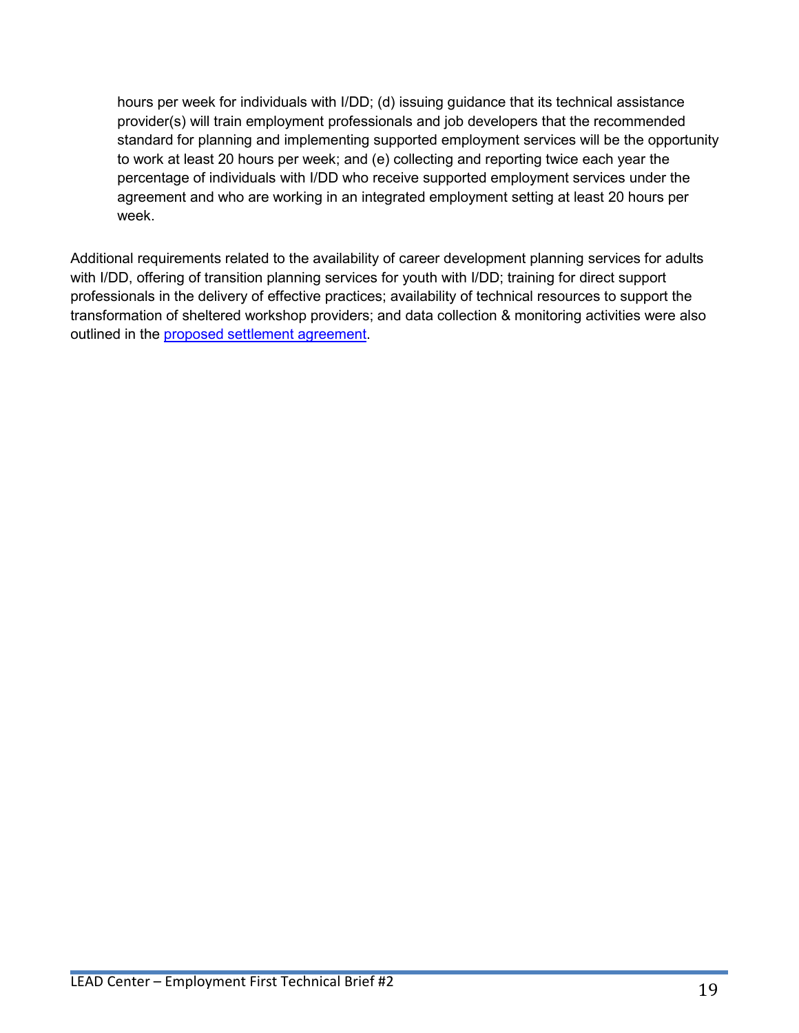hours per week for individuals with I/DD; (d) issuing guidance that its technical assistance provider(s) will train employment professionals and job developers that the recommended standard for planning and implementing supported employment services will be the opportunity to work at least 20 hours per week; and (e) collecting and reporting twice each year the percentage of individuals with I/DD who receive supported employment services under the agreement and who are working in an integrated employment setting at least 20 hours per week.

Additional requirements related to the availability of career development planning services for adults with I/DD, offering of transition planning services for youth with I/DD; training for direct support professionals in the delivery of effective practices; availability of technical resources to support the transformation of sheltered workshop providers; and data collection & monitoring activities were also outlined in the proposed settlement agreement.